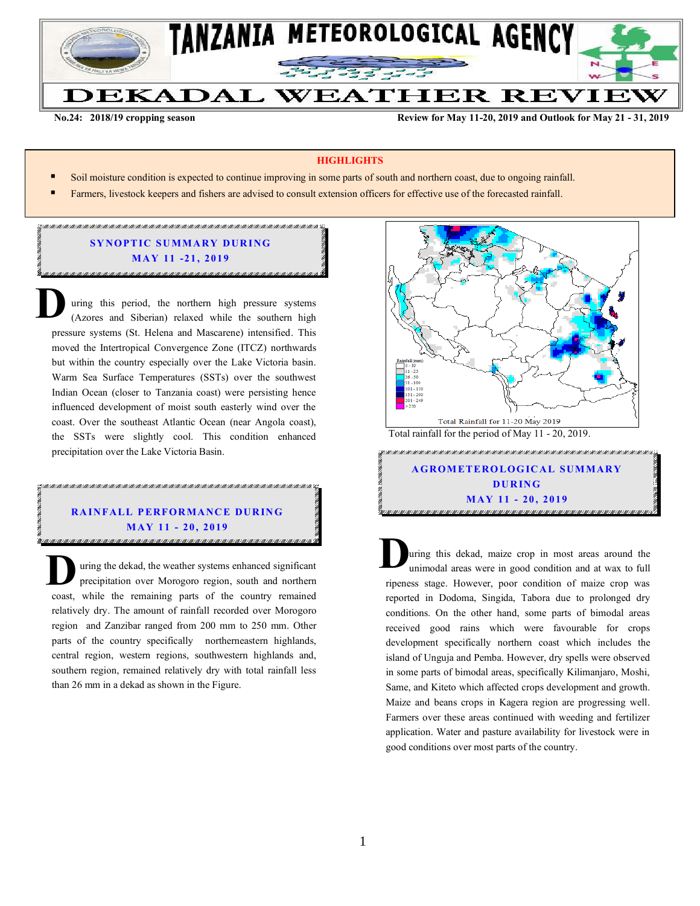# TANZANIA METEOROLOGICAL AGENCY

# DEKADAL WEATHER REVIEW

**No.24: 2018/19 cropping season** **Review for May 11-20, 2019 and Outlook for May 21 - 31, 2019**

**HIGHLIGHTS**

- Soil moisture condition is expected to continue improving in some parts of south and northern coast, due to ongoing rainfall.
- Farmers, livestock keepers and fishers are advised to consult extension officers for effective use of the forecasted rainfall.

## SYNOPTIC SUMMARY DURING MAY 11 -21, 2019

During this period, the northern high pressure systems (Azores and Siberian) relaxed while the southern high pressure systems (St. Helena and Mascarene) intensified. This moved the Intertropical Convergence Zone (ITCZ) northwards but within the country especially over the Lake Victoria basin. Warm Sea Surface Temperatures (SSTs) over the southwest Indian Ocean (closer to Tanzania coast) were persisting hence influenced development of moist south easterly wind over the coast. Over the southeast Atlantic Ocean (near Angola coast), the SSTs were slightly cool. This condition enhanced precipitation over the Lake Victoria Basin.

## RAINFALL PERFORMANCE DURING MAY 11 - 20, 2019

During the dekad, the weather systems enhanced significant precipitation over Morogoro region, south and northern coast, while the remaining parts of the country remained relatively dry. The amount of rainfall recorded over Morogoro region and Zanzibar ranged from 200 mm to 250 mm. Other parts of the country specifically northeastern highlands, central region, western regions, southwestern highlands and, southern region, remained relatively dry with total rainfall less than 26 mm in a dekad as shown in the Figure.

Total rainfall for the period of May 11 - 20, 2019.

## AGROMETEROLOGICAL SUMMARY DURING MAY 11 - 20, 2019

During this dekad, maize crop in most areas around the unimodal areas were in good condition and at wax to full ripeness stage. However, poor condition of maize crop was reported in Dodoma, Singida, Tabora due to prolonged dry conditions. On the other hand, some parts of bimodal areas received good rains which were favourable for crops development specifically northern coast which includes the island of Unguja and Pemba. However, dry spells were observed in some parts of bimodal areas, specifically Kilimanjaro, Moshi, Same, and Kiteto which affected crops development and growth. Maize and beans crops in Kagera region are progressing well. Farmers over these areas continued with weeding and fertilizer application. Water and pasture availability for livestock were in good conditions over most parts of the country.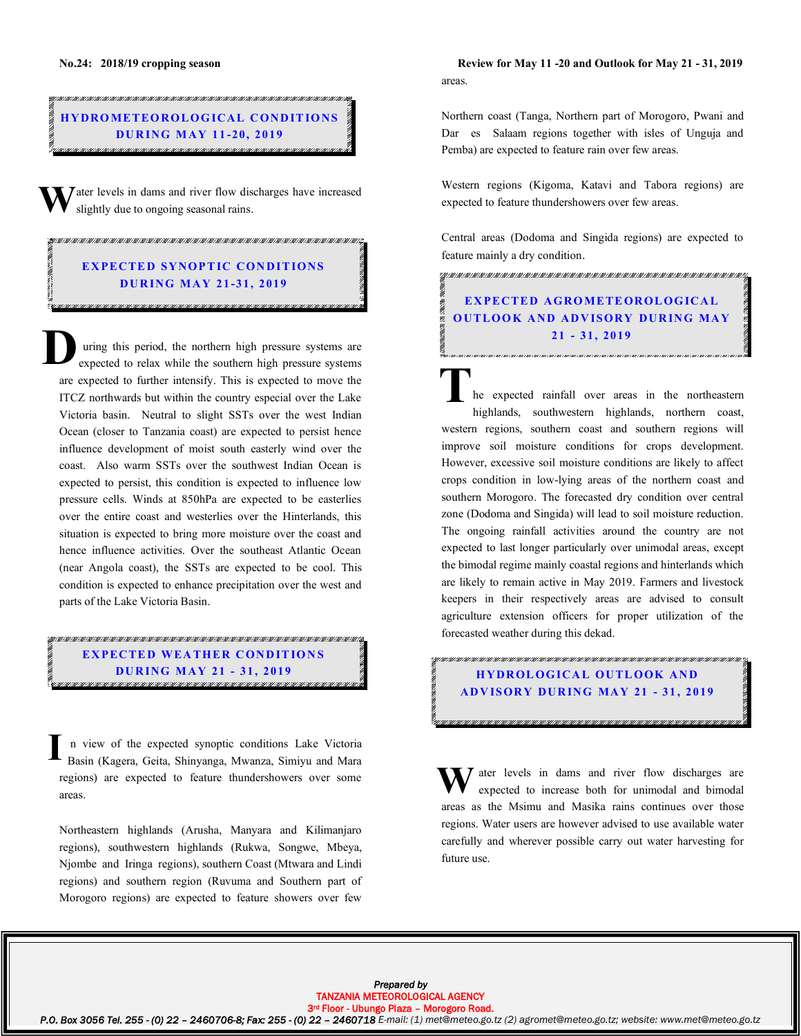No.24: 2018/19 cropping season

Review for May 11 -20 and Outlook for May 21 - 31, 2019

## HYDROMETEOROLOGICAL CONDITIONS DURING MAY 11-20, 2019

Water levels in dams and river flow discharges have increased slightly due to ongoing seasonal rains.

## EXPECTED SYNOPTIC CONDITIONS DURING MAY 21-31, 2019

During this period, the northern high pressure systems are expected to relax while the southern high pressure systems are expected to further intensify. This is expected to move the ITCZ northwards but within the country especial over the Lake Victoria basin. Neutral to slight SSTs over the west Indian Ocean (closer to Tanzania coast) are expected to persist hence influence development of moist south easterly wind over the coast. Also warm SSTs over the southwest Indian Ocean is expected to persist, this condition is expected to influence low pressure cells. Winds at 850hPa are expected to be easterlies over the entire coast and westerlies over the Hinterlands, this situation is expected to bring more moisture over the coast and hence influence activities. Over the southeast Atlantic Ocean (near Angola coast), the SSTs are expected to be cool. This condition is expected to enhance precipitation over the west and parts of the Lake Victoria Basin.

## EXPECTED WEATHER CONDITIONS DURING MAY 21 - 31, 2019

In view of the expected synoptic conditions Lake Victoria Basin (Kagera, Geita, Shinyanga, Mwanza, Simiyu and Mara regions) are expected to feature thundershowers over some areas.

Northeastern highlands (Arusha, Manyara and Kilimanjaro regions), southwestern highlands (Rukwa, Songwe, Mbeya, Njombe and Iringa regions), southern Coast (Mtwara and Lindi regions) and southern region (Ruvuma and Southern part of Morogoro regions) are expected to feature showers over few areas.

Northern coast (Tanga, Northern part of Morogoro, Pwani and Dar es Salaam regions together with isles of Unguja and Pemba) are expected to feature rain over few areas.

Western regions (Kigoma, Katavi and Tabora regions) are expected to feature thundershowers over few areas.

Central areas (Dodoma and Singida regions) are expected to feature mainly a dry condition.

## EXPECTED AGROMETEOROLOGICAL OUTLOOK AND ADVISORY DURING MAY 21 - 31, 2019

The expected rainfall over areas in the northeastern highlands, southwestern highlands, northern coast, western regions, southern coast and southern regions will improve soil moisture conditions for crops development. However, excessive soil moisture conditions are likely to affect crops condition in low-lying areas of the northern coast and southern Morogoro. The forecasted dry condition over central zone (Dodoma and Singida) will lead to soil moisture reduction. The ongoing rainfall activities around the country are not expected to last longer particularly over unimodal areas, except the bimodal regime mainly coastal regions and hinterlands which are likely to remain active in May 2019. Farmers and livestock keepers in their respectively areas are advised to consult agriculture extension officers for proper utilization of the forecasted weather during this dekad.

## HYDROLOGICAL OUTLOOK AND ADVISORY DURING MAY 21 - 31, 2019

Water levels in dams and river flow discharges are expected to increase both for unimodal and bimodal areas as the Msimu and Masika rains continues over those regions. Water users are however advised to use available water carefully and wherever possible carry out water harvesting for future use.

*Prepared by*
TANZANIA METEOROLOGICAL AGENCY
3rd Floor - Ubungo Plaza – Morogoro Road.
*P.O. Box 3056 Tel. 255 - (0) 22 – 2460706-8; Fax: 255 - (0) 22 – 2460718 E-mail: (1) met@meteo.go.tz (2) agromet@meteo.go.tz; website: www.met@meteo.go.tz*